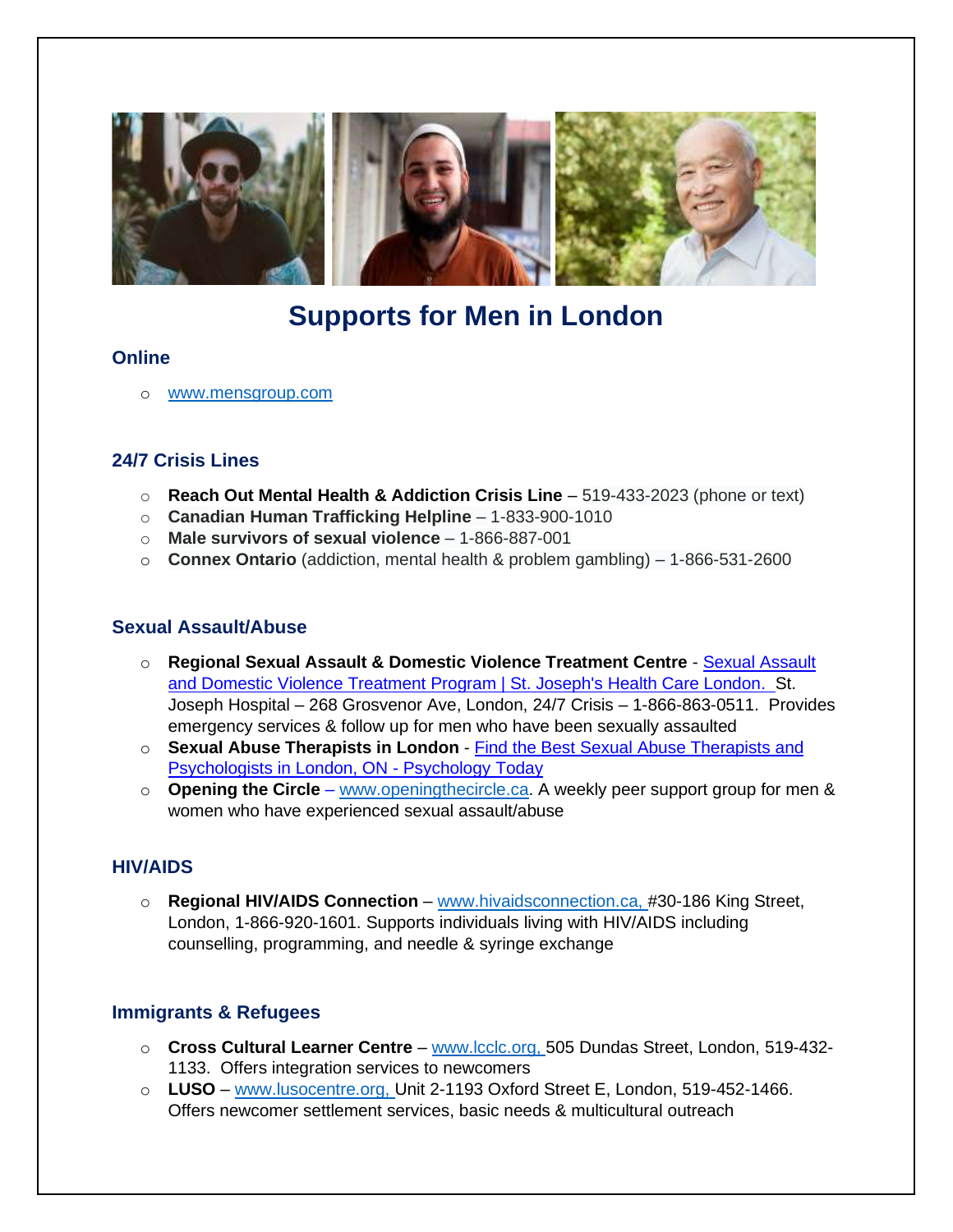# Supports for Men in London

## Online

- www.mensgroup.com

## 24/7 Crisis Lines

- **Reach Out Mental Health & Addiction Crisis Line** – 519-433-2023 (phone or text)
- **Canadian Human Trafficking Helpline** – 1-833-900-1010
- **Male survivors of sexual violence** – 1-866-887-001
- **Connex Ontario** (addiction, mental health & problem gambling) – 1-866-531-2600

## Sexual Assault/Abuse

- **Regional Sexual Assault & Domestic Violence Treatment Centre** - Sexual Assault and Domestic Violence Treatment Program | St. Joseph's Health Care London. St. Joseph Hospital – 268 Grosvenor Ave, London, 24/7 Crisis – 1-866-863-0511. Provides emergency services & follow up for men who have been sexually assaulted
- **Sexual Abuse Therapists in London** - Find the Best Sexual Abuse Therapists and Psychologists in London, ON - Psychology Today
- **Opening the Circle** – www.openingthecircle.ca. A weekly peer support group for men & women who have experienced sexual assault/abuse

## HIV/AIDS

- **Regional HIV/AIDS Connection** – www.hivaidsconnection.ca, #30-186 King Street, London, 1-866-920-1601. Supports individuals living with HIV/AIDS including counselling, programming, and needle & syringe exchange

## Immigrants & Refugees

- **Cross Cultural Learner Centre** – www.lcclc.org, 505 Dundas Street, London, 519-432-1133. Offers integration services to newcomers
- **LUSO** – www.lusocentre.org, Unit 2-1193 Oxford Street E, London, 519-452-1466. Offers newcomer settlement services, basic needs & multicultural outreach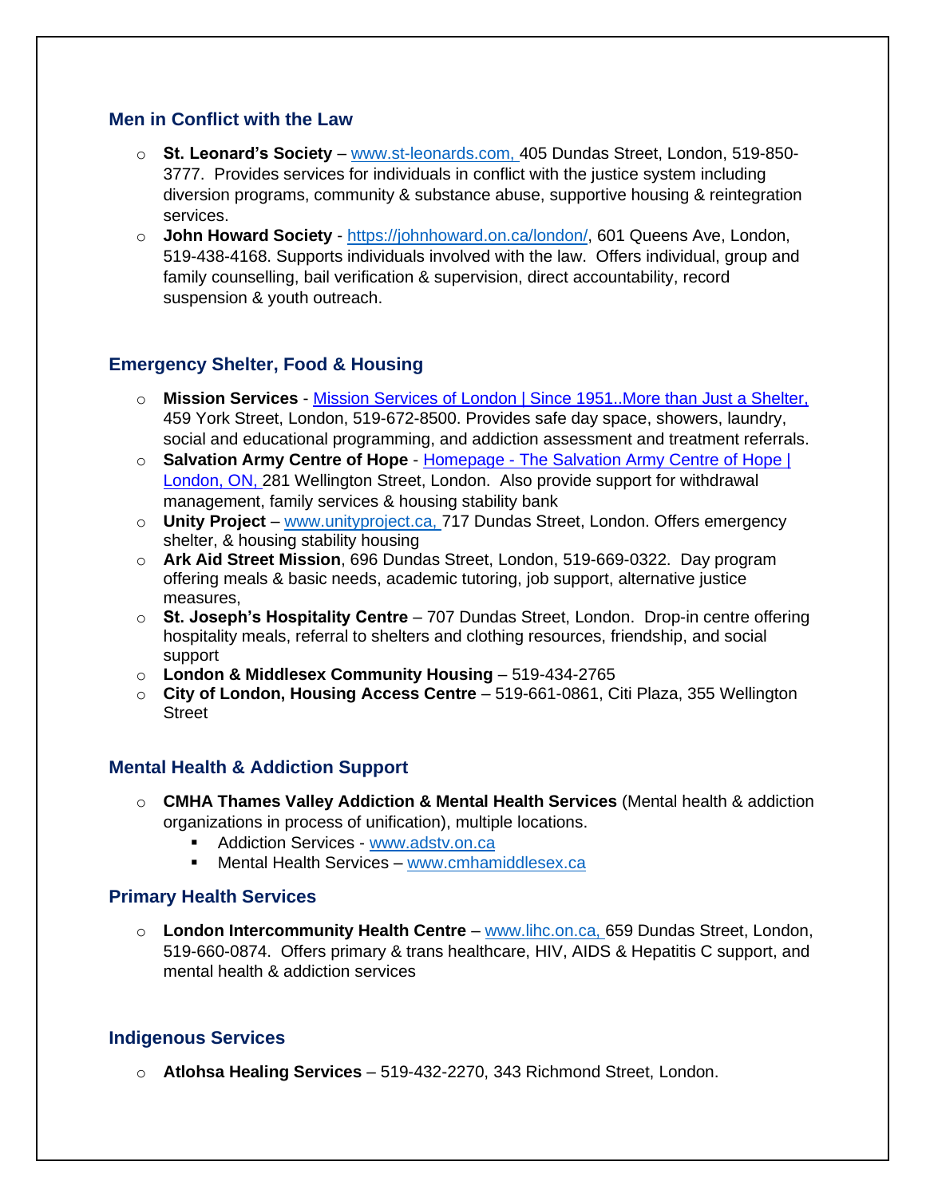## Men in Conflict with the Law

- **St. Leonard's Society** – www.st-leonards.com, 405 Dundas Street, London, 519-850-3777. Provides services for individuals in conflict with the justice system including diversion programs, community & substance abuse, supportive housing & reintegration services.
- **John Howard Society** - https://johnhoward.on.ca/london/, 601 Queens Ave, London, 519-438-4168. Supports individuals involved with the law. Offers individual, group and family counselling, bail verification & supervision, direct accountability, record suspension & youth outreach.

## Emergency Shelter, Food & Housing

- **Mission Services** - Mission Services of London | Since 1951..More than Just a Shelter, 459 York Street, London, 519-672-8500. Provides safe day space, showers, laundry, social and educational programming, and addiction assessment and treatment referrals.
- **Salvation Army Centre of Hope** - Homepage - The Salvation Army Centre of Hope | London, ON, 281 Wellington Street, London. Also provide support for withdrawal management, family services & housing stability bank
- **Unity Project** – www.unityproject.ca, 717 Dundas Street, London. Offers emergency shelter, & housing stability housing
- **Ark Aid Street Mission**, 696 Dundas Street, London, 519-669-0322. Day program offering meals & basic needs, academic tutoring, job support, alternative justice measures,
- **St. Joseph's Hospitality Centre** – 707 Dundas Street, London. Drop-in centre offering hospitality meals, referral to shelters and clothing resources, friendship, and social support
- **London & Middlesex Community Housing** – 519-434-2765
- **City of London, Housing Access Centre** – 519-661-0861, Citi Plaza, 355 Wellington Street

## Mental Health & Addiction Support

- **CMHA Thames Valley Addiction & Mental Health Services** (Mental health & addiction organizations in process of unification), multiple locations.
  - Addiction Services - www.adstv.on.ca
  - Mental Health Services – www.cmhamiddlesex.ca

## Primary Health Services

- **London Intercommunity Health Centre** – www.lihc.on.ca, 659 Dundas Street, London, 519-660-0874. Offers primary & trans healthcare, HIV, AIDS & Hepatitis C support, and mental health & addiction services

## Indigenous Services

- **Atlohsa Healing Services** – 519-432-2270, 343 Richmond Street, London.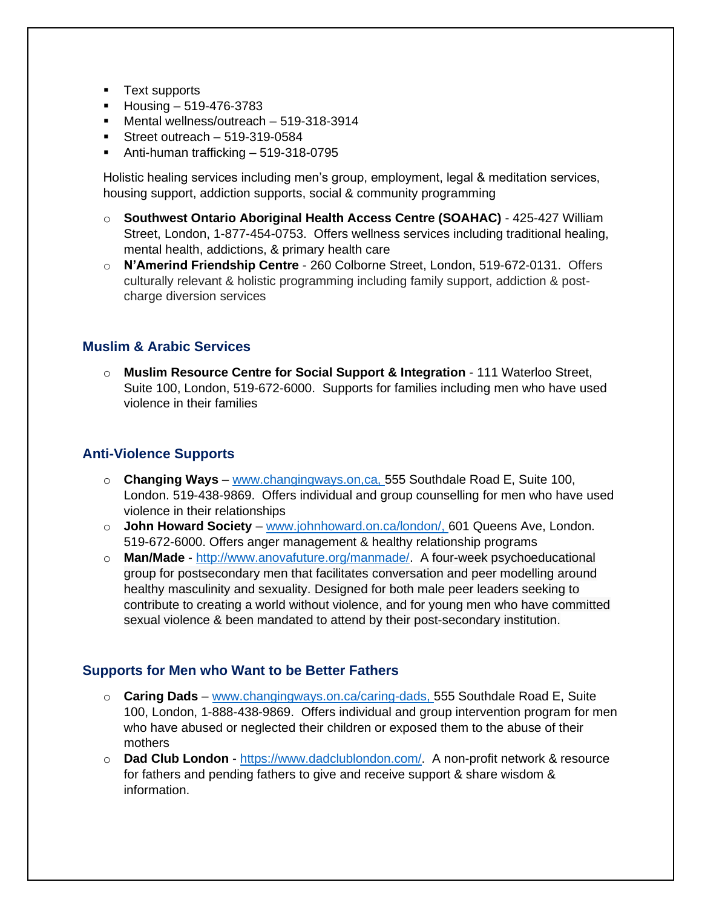- Text supports
- Housing – 519-476-3783
- Mental wellness/outreach – 519-318-3914
- Street outreach – 519-319-0584
- Anti-human trafficking – 519-318-0795

Holistic healing services including men's group, employment, legal & meditation services, housing support, addiction supports, social & community programming

- **Southwest Ontario Aboriginal Health Access Centre (SOAHAC)** - 425-427 William Street, London, 1-877-454-0753. Offers wellness services including traditional healing, mental health, addictions, & primary health care
- **N'Amerind Friendship Centre** - 260 Colborne Street, London, 519-672-0131. Offers culturally relevant & holistic programming including family support, addiction & post-charge diversion services

## Muslim & Arabic Services

- **Muslim Resource Centre for Social Support & Integration** - 111 Waterloo Street, Suite 100, London, 519-672-6000. Supports for families including men who have used violence in their families

## Anti-Violence Supports

- **Changing Ways** – www.changingways.on,ca, 555 Southdale Road E, Suite 100, London. 519-438-9869. Offers individual and group counselling for men who have used violence in their relationships
- **John Howard Society** – www.johnhoward.on.ca/london/, 601 Queens Ave, London. 519-672-6000. Offers anger management & healthy relationship programs
- **Man/Made** - http://www.anovafuture.org/manmade/. A four-week psychoeducational group for postsecondary men that facilitates conversation and peer modelling around healthy masculinity and sexuality. Designed for both male peer leaders seeking to contribute to creating a world without violence, and for young men who have committed sexual violence & been mandated to attend by their post-secondary institution.

## Supports for Men who Want to be Better Fathers

- **Caring Dads** – www.changingways.on.ca/caring-dads, 555 Southdale Road E, Suite 100, London, 1-888-438-9869. Offers individual and group intervention program for men who have abused or neglected their children or exposed them to the abuse of their mothers
- **Dad Club London** - https://www.dadclublondon.com/. A non-profit network & resource for fathers and pending fathers to give and receive support & share wisdom & information.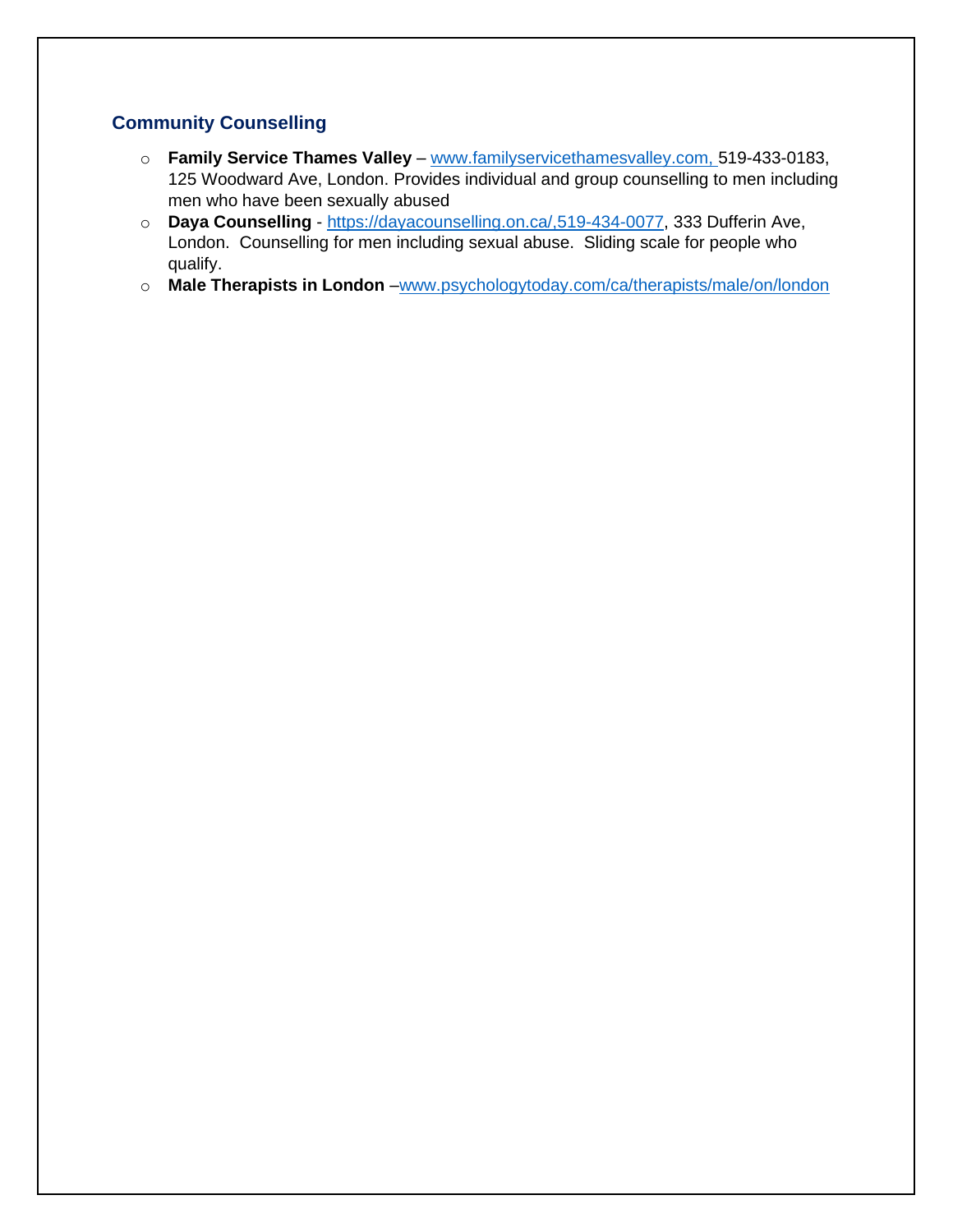### Community Counselling

- **Family Service Thames Valley** – www.familyservicethamesvalley.com, 519-433-0183, 125 Woodward Ave, London. Provides individual and group counselling to men including men who have been sexually abused
- **Daya Counselling** - https://dayacounselling.on.ca/,519-434-0077, 333 Dufferin Ave, London. Counselling for men including sexual abuse. Sliding scale for people who qualify.
- **Male Therapists in London** –www.psychologytoday.com/ca/therapists/male/on/london